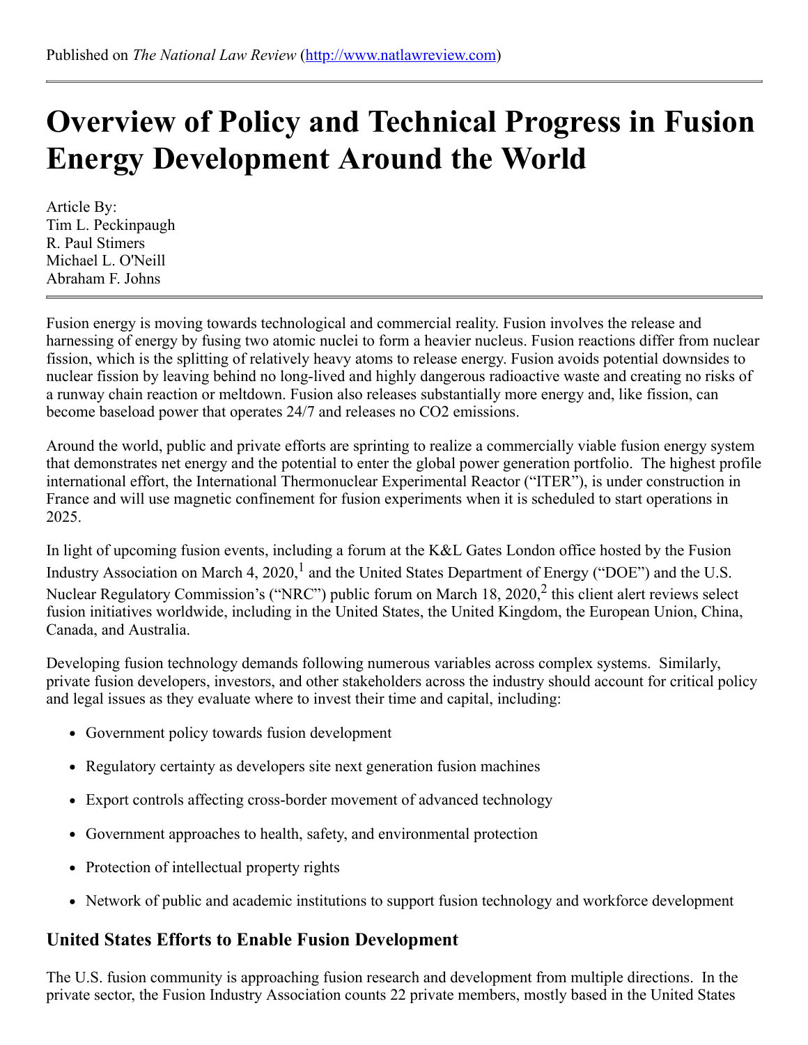Published on *The National Law Review* (http://www.natlawreview.com)

# Overview of Policy and Technical Progress in Fusion Energy Development Around the World

Article By:
Tim L. Peckinpaugh
R. Paul Stimers
Michael L. O'Neill
Abraham F. Johns

Fusion energy is moving towards technological and commercial reality. Fusion involves the release and harnessing of energy by fusing two atomic nuclei to form a heavier nucleus. Fusion reactions differ from nuclear fission, which is the splitting of relatively heavy atoms to release energy. Fusion avoids potential downsides to nuclear fission by leaving behind no long-lived and highly dangerous radioactive waste and creating no risks of a runway chain reaction or meltdown. Fusion also releases substantially more energy and, like fission, can become baseload power that operates 24/7 and releases no CO2 emissions.

Around the world, public and private efforts are sprinting to realize a commercially viable fusion energy system that demonstrates net energy and the potential to enter the global power generation portfolio. The highest profile international effort, the International Thermonuclear Experimental Reactor ("ITER"), is under construction in France and will use magnetic confinement for fusion experiments when it is scheduled to start operations in 2025.

In light of upcoming fusion events, including a forum at the K&L Gates London office hosted by the Fusion Industry Association on March 4, 2020,[1] and the United States Department of Energy ("DOE") and the U.S. Nuclear Regulatory Commission's ("NRC") public forum on March 18, 2020,[2] this client alert reviews select fusion initiatives worldwide, including in the United States, the United Kingdom, the European Union, China, Canada, and Australia.

Developing fusion technology demands following numerous variables across complex systems. Similarly, private fusion developers, investors, and other stakeholders across the industry should account for critical policy and legal issues as they evaluate where to invest their time and capital, including:

- Government policy towards fusion development
- Regulatory certainty as developers site next generation fusion machines
- Export controls affecting cross-border movement of advanced technology
- Government approaches to health, safety, and environmental protection
- Protection of intellectual property rights
- Network of public and academic institutions to support fusion technology and workforce development

## United States Efforts to Enable Fusion Development

The U.S. fusion community is approaching fusion research and development from multiple directions. In the private sector, the Fusion Industry Association counts 22 private members, mostly based in the United States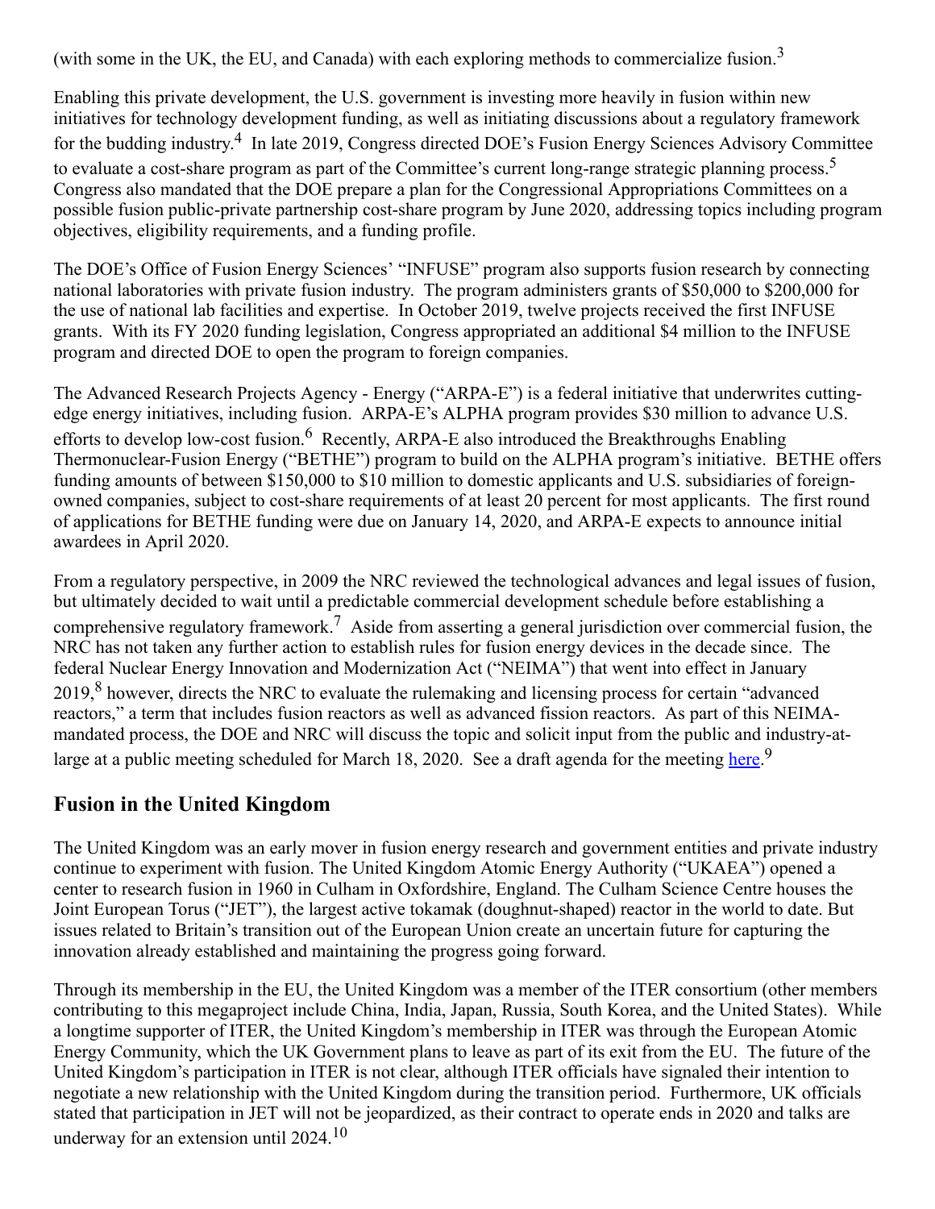(with some in the UK, the EU, and Canada) with each exploring methods to commercialize fusion.[3]

Enabling this private development, the U.S. government is investing more heavily in fusion within new initiatives for technology development funding, as well as initiating discussions about a regulatory framework for the budding industry.[4] In late 2019, Congress directed DOE's Fusion Energy Sciences Advisory Committee to evaluate a cost-share program as part of the Committee's current long-range strategic planning process.[5] Congress also mandated that the DOE prepare a plan for the Congressional Appropriations Committees on a possible fusion public-private partnership cost-share program by June 2020, addressing topics including program objectives, eligibility requirements, and a funding profile.

The DOE's Office of Fusion Energy Sciences' "INFUSE" program also supports fusion research by connecting national laboratories with private fusion industry. The program administers grants of $50,000 to $200,000 for the use of national lab facilities and expertise. In October 2019, twelve projects received the first INFUSE grants. With its FY 2020 funding legislation, Congress appropriated an additional $4 million to the INFUSE program and directed DOE to open the program to foreign companies.

The Advanced Research Projects Agency - Energy ("ARPA-E") is a federal initiative that underwrites cutting-edge energy initiatives, including fusion. ARPA-E's ALPHA program provides $30 million to advance U.S. efforts to develop low-cost fusion.[6] Recently, ARPA-E also introduced the Breakthroughs Enabling Thermonuclear-Fusion Energy ("BETHE") program to build on the ALPHA program's initiative. BETHE offers funding amounts of between $150,000 to $10 million to domestic applicants and U.S. subsidiaries of foreign-owned companies, subject to cost-share requirements of at least 20 percent for most applicants. The first round of applications for BETHE funding were due on January 14, 2020, and ARPA-E expects to announce initial awardees in April 2020.

From a regulatory perspective, in 2009 the NRC reviewed the technological advances and legal issues of fusion, but ultimately decided to wait until a predictable commercial development schedule before establishing a comprehensive regulatory framework.[7] Aside from asserting a general jurisdiction over commercial fusion, the NRC has not taken any further action to establish rules for fusion energy devices in the decade since. The federal Nuclear Energy Innovation and Modernization Act ("NEIMA") that went into effect in January 2019,[8] however, directs the NRC to evaluate the rulemaking and licensing process for certain "advanced reactors," a term that includes fusion reactors as well as advanced fission reactors. As part of this NEIMA-mandated process, the DOE and NRC will discuss the topic and solicit input from the public and industry-at-large at a public meeting scheduled for March 18, 2020. See a draft agenda for the meeting here.[9]

## Fusion in the United Kingdom

The United Kingdom was an early mover in fusion energy research and government entities and private industry continue to experiment with fusion. The United Kingdom Atomic Energy Authority ("UKAEA") opened a center to research fusion in 1960 in Culham in Oxfordshire, England. The Culham Science Centre houses the Joint European Torus ("JET"), the largest active tokamak (doughnut-shaped) reactor in the world to date. But issues related to Britain's transition out of the European Union create an uncertain future for capturing the innovation already established and maintaining the progress going forward.

Through its membership in the EU, the United Kingdom was a member of the ITER consortium (other members contributing to this megaproject include China, India, Japan, Russia, South Korea, and the United States). While a longtime supporter of ITER, the United Kingdom's membership in ITER was through the European Atomic Energy Community, which the UK Government plans to leave as part of its exit from the EU. The future of the United Kingdom's participation in ITER is not clear, although ITER officials have signaled their intention to negotiate a new relationship with the United Kingdom during the transition period. Furthermore, UK officials stated that participation in JET will not be jeopardized, as their contract to operate ends in 2020 and talks are underway for an extension until 2024.[10]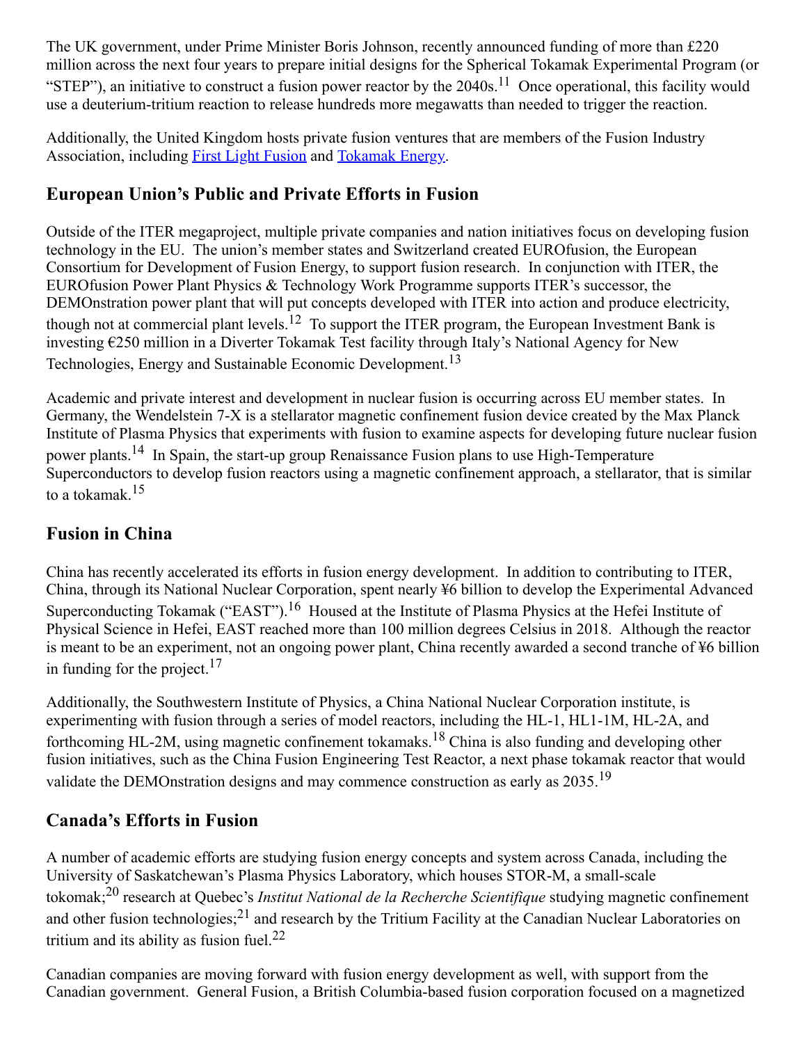The UK government, under Prime Minister Boris Johnson, recently announced funding of more than £220 million across the next four years to prepare initial designs for the Spherical Tokamak Experimental Program (or "STEP"), an initiative to construct a fusion power reactor by the 2040s.[11] Once operational, this facility would use a deuterium-tritium reaction to release hundreds more megawatts than needed to trigger the reaction.

Additionally, the United Kingdom hosts private fusion ventures that are members of the Fusion Industry Association, including First Light Fusion and Tokamak Energy.

## European Union's Public and Private Efforts in Fusion

Outside of the ITER megaproject, multiple private companies and nation initiatives focus on developing fusion technology in the EU. The union's member states and Switzerland created EUROfusion, the European Consortium for Development of Fusion Energy, to support fusion research. In conjunction with ITER, the EUROfusion Power Plant Physics & Technology Work Programme supports ITER's successor, the DEMOnstration power plant that will put concepts developed with ITER into action and produce electricity, though not at commercial plant levels.[12] To support the ITER program, the European Investment Bank is investing €250 million in a Diverter Tokamak Test facility through Italy's National Agency for New Technologies, Energy and Sustainable Economic Development.[13]

Academic and private interest and development in nuclear fusion is occurring across EU member states. In Germany, the Wendelstein 7-X is a stellarator magnetic confinement fusion device created by the Max Planck Institute of Plasma Physics that experiments with fusion to examine aspects for developing future nuclear fusion power plants.[14] In Spain, the start-up group Renaissance Fusion plans to use High-Temperature Superconductors to develop fusion reactors using a magnetic confinement approach, a stellarator, that is similar to a tokamak.[15]

## Fusion in China

China has recently accelerated its efforts in fusion energy development. In addition to contributing to ITER, China, through its National Nuclear Corporation, spent nearly ¥6 billion to develop the Experimental Advanced Superconducting Tokamak ("EAST").[16] Housed at the Institute of Plasma Physics at the Hefei Institute of Physical Science in Hefei, EAST reached more than 100 million degrees Celsius in 2018. Although the reactor is meant to be an experiment, not an ongoing power plant, China recently awarded a second tranche of ¥6 billion in funding for the project.[17]

Additionally, the Southwestern Institute of Physics, a China National Nuclear Corporation institute, is experimenting with fusion through a series of model reactors, including the HL-1, HL1-1M, HL-2A, and forthcoming HL-2M, using magnetic confinement tokamaks.[18] China is also funding and developing other fusion initiatives, such as the China Fusion Engineering Test Reactor, a next phase tokamak reactor that would validate the DEMOnstration designs and may commence construction as early as 2035.[19]

## Canada's Efforts in Fusion

A number of academic efforts are studying fusion energy concepts and system across Canada, including the University of Saskatchewan's Plasma Physics Laboratory, which houses STOR-M, a small-scale tokamak;[20] research at Quebec's *Institut National de la Recherche Scientifique* studying magnetic confinement and other fusion technologies;[21] and research by the Tritium Facility at the Canadian Nuclear Laboratories on tritium and its ability as fusion fuel.[22]

Canadian companies are moving forward with fusion energy development as well, with support from the Canadian government. General Fusion, a British Columbia-based fusion corporation focused on a magnetized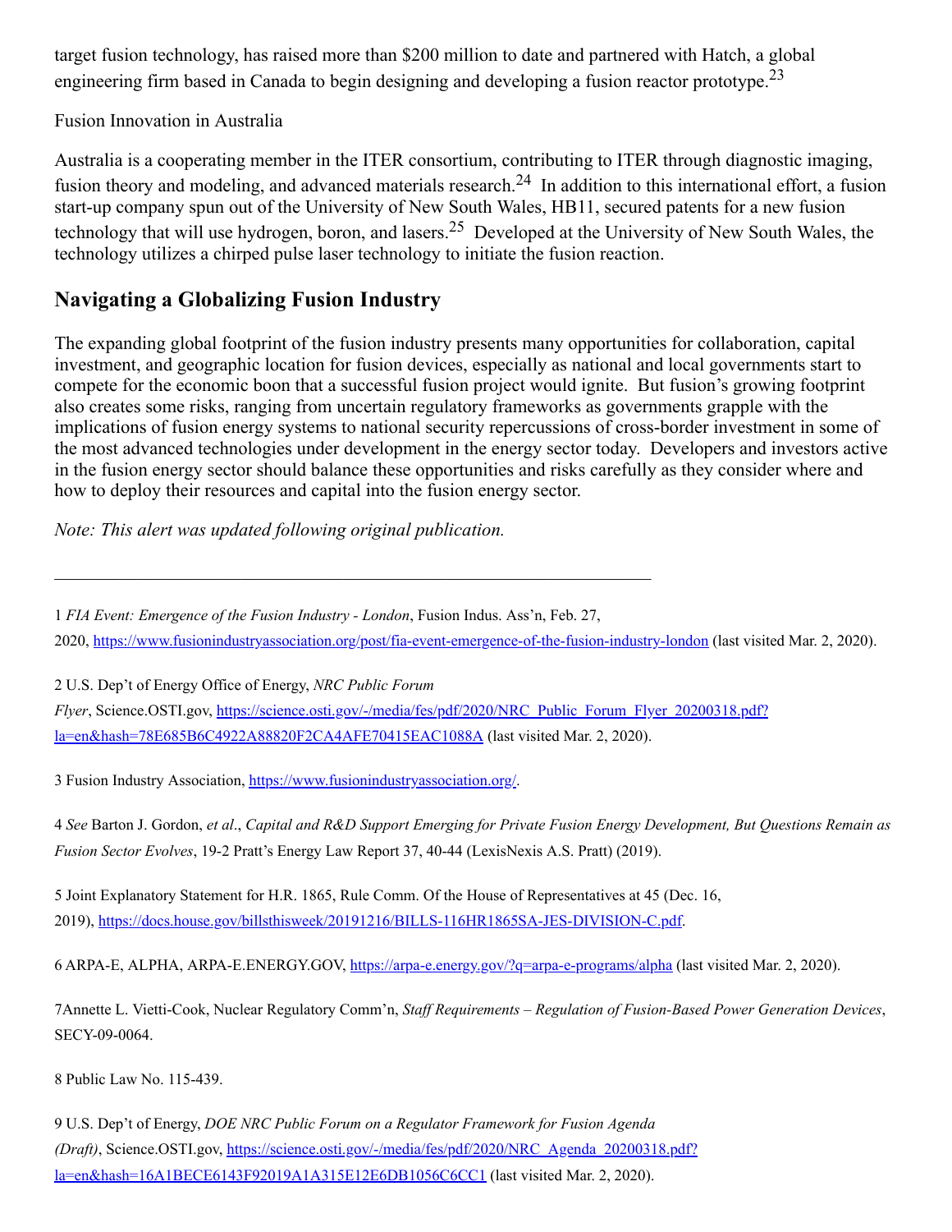target fusion technology, has raised more than $200 million to date and partnered with Hatch, a global engineering firm based in Canada to begin designing and developing a fusion reactor prototype.[23]

Fusion Innovation in Australia

Australia is a cooperating member in the ITER consortium, contributing to ITER through diagnostic imaging, fusion theory and modeling, and advanced materials research.[24] In addition to this international effort, a fusion start-up company spun out of the University of New South Wales, HB11, secured patents for a new fusion technology that will use hydrogen, boron, and lasers.[25] Developed at the University of New South Wales, the technology utilizes a chirped pulse laser technology to initiate the fusion reaction.

## Navigating a Globalizing Fusion Industry

The expanding global footprint of the fusion industry presents many opportunities for collaboration, capital investment, and geographic location for fusion devices, especially as national and local governments start to compete for the economic boon that a successful fusion project would ignite. But fusion's growing footprint also creates some risks, ranging from uncertain regulatory frameworks as governments grapple with the implications of fusion energy systems to national security repercussions of cross-border investment in some of the most advanced technologies under development in the energy sector today. Developers and investors active in the fusion energy sector should balance these opportunities and risks carefully as they consider where and how to deploy their resources and capital into the fusion energy sector.

*Note: This alert was updated following original publication.*

---

1 *FIA Event: Emergence of the Fusion Industry - London*, Fusion Indus. Ass'n, Feb. 27, 2020, https://www.fusionindustryassociation.org/post/fia-event-emergence-of-the-fusion-industry-london (last visited Mar. 2, 2020).

2 U.S. Dep't of Energy Office of Energy, *NRC Public Forum Flyer*, Science.OSTI.gov, https://science.osti.gov/-/media/fes/pdf/2020/NRC_Public_Forum_Flyer_20200318.pdf?la=en&hash=78E685B6C4922A88820F2CA4AFE70415EAC1088A (last visited Mar. 2, 2020).

3 Fusion Industry Association, https://www.fusionindustryassociation.org/.

4 *See* Barton J. Gordon, *et al*., *Capital and R&D Support Emerging for Private Fusion Energy Development, But Questions Remain as Fusion Sector Evolves*, 19-2 Pratt's Energy Law Report 37, 40-44 (LexisNexis A.S. Pratt) (2019).

5 Joint Explanatory Statement for H.R. 1865, Rule Comm. Of the House of Representatives at 45 (Dec. 16, 2019), https://docs.house.gov/billsthisweek/20191216/BILLS-116HR1865SA-JES-DIVISION-C.pdf.

6 ARPA-E, ALPHA, ARPA-E.ENERGY.GOV, https://arpa-e.energy.gov/?q=arpa-e-programs/alpha (last visited Mar. 2, 2020).

7Annette L. Vietti-Cook, Nuclear Regulatory Comm'n, *Staff Requirements – Regulation of Fusion-Based Power Generation Devices*, SECY-09-0064.

8 Public Law No. 115-439.

9 U.S. Dep't of Energy, *DOE NRC Public Forum on a Regulator Framework for Fusion Agenda (Draft)*, Science.OSTI.gov, https://science.osti.gov/-/media/fes/pdf/2020/NRC_Agenda_20200318.pdf?la=en&hash=16A1BECE6143F92019A1A315E12E6DB1056C6CC1 (last visited Mar. 2, 2020).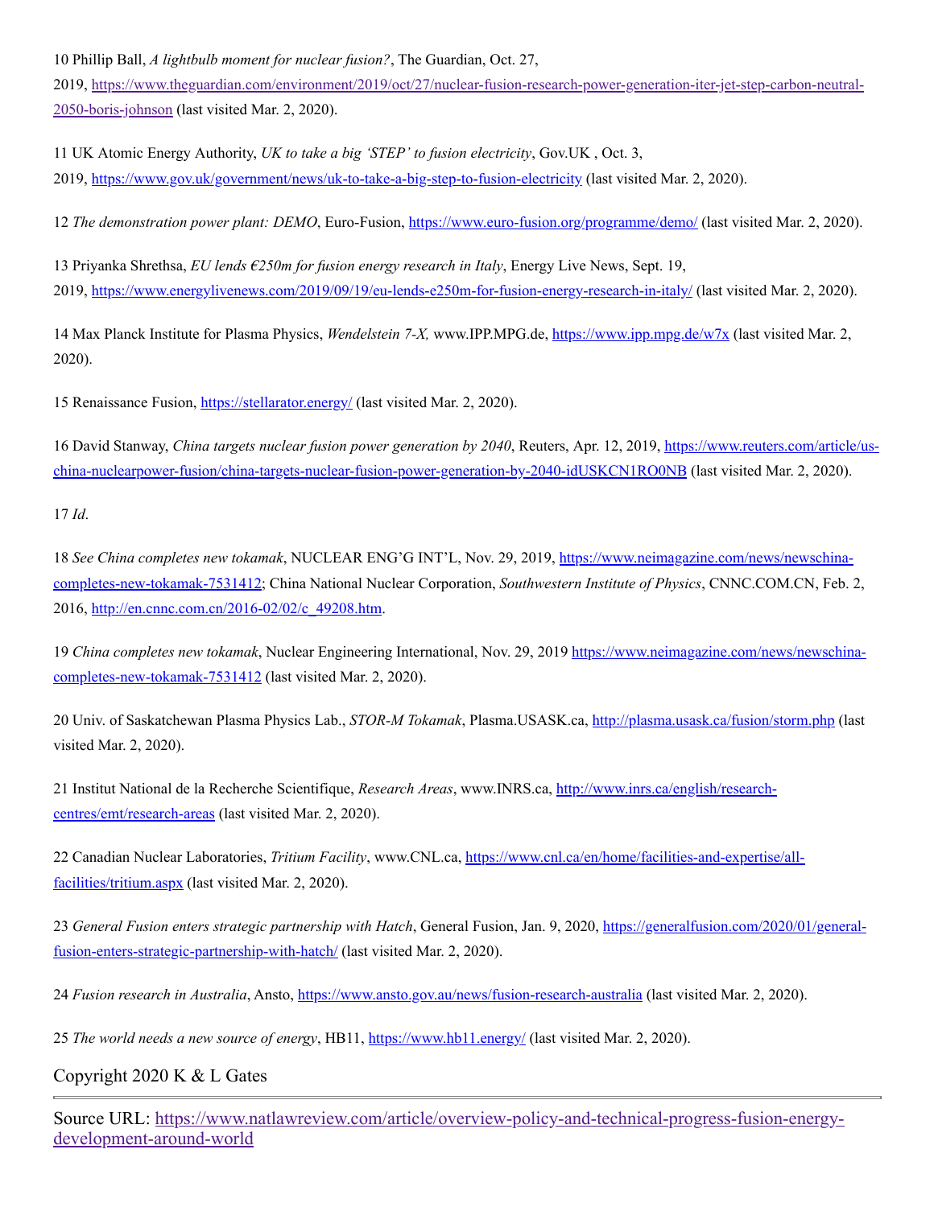10 Phillip Ball, *A lightbulb moment for nuclear fusion?*, The Guardian, Oct. 27, 2019, https://www.theguardian.com/environment/2019/oct/27/nuclear-fusion-research-power-generation-iter-jet-step-carbon-neutral-2050-boris-johnson (last visited Mar. 2, 2020).

11 UK Atomic Energy Authority, *UK to take a big 'STEP' to fusion electricity*, Gov.UK , Oct. 3, 2019, https://www.gov.uk/government/news/uk-to-take-a-big-step-to-fusion-electricity (last visited Mar. 2, 2020).

12 *The demonstration power plant: DEMO*, Euro-Fusion, https://www.euro-fusion.org/programme/demo/ (last visited Mar. 2, 2020).

13 Priyanka Shrethsa, *EU lends €250m for fusion energy research in Italy*, Energy Live News, Sept. 19, 2019, https://www.energylivenews.com/2019/09/19/eu-lends-e250m-for-fusion-energy-research-in-italy/ (last visited Mar. 2, 2020).

14 Max Planck Institute for Plasma Physics, *Wendelstein 7-X,* www.IPP.MPG.de, https://www.ipp.mpg.de/w7x (last visited Mar. 2, 2020).

15 Renaissance Fusion, https://stellarator.energy/ (last visited Mar. 2, 2020).

16 David Stanway, *China targets nuclear fusion power generation by 2040*, Reuters, Apr. 12, 2019, https://www.reuters.com/article/us-china-nuclearpower-fusion/china-targets-nuclear-fusion-power-generation-by-2040-idUSKCN1RO0NB (last visited Mar. 2, 2020).

17 *Id*.

18 *See China completes new tokamak*, NUCLEAR ENG'G INT'L, Nov. 29, 2019, https://www.neimagazine.com/news/newschina-completes-new-tokamak-7531412; China National Nuclear Corporation, *Southwestern Institute of Physics*, CNNC.COM.CN, Feb. 2, 2016, http://en.cnnc.com.cn/2016-02/02/c_49208.htm.

19 *China completes new tokamak*, Nuclear Engineering International, Nov. 29, 2019 https://www.neimagazine.com/news/newschina-completes-new-tokamak-7531412 (last visited Mar. 2, 2020).

20 Univ. of Saskatchewan Plasma Physics Lab., *STOR-M Tokamak*, Plasma.USASK.ca, http://plasma.usask.ca/fusion/storm.php (last visited Mar. 2, 2020).

21 Institut National de la Recherche Scientifique, *Research Areas*, www.INRS.ca, http://www.inrs.ca/english/research-centres/emt/research-areas (last visited Mar. 2, 2020).

22 Canadian Nuclear Laboratories, *Tritium Facility*, www.CNL.ca, https://www.cnl.ca/en/home/facilities-and-expertise/all-facilities/tritium.aspx (last visited Mar. 2, 2020).

23 *General Fusion enters strategic partnership with Hatch*, General Fusion, Jan. 9, 2020, https://generalfusion.com/2020/01/general-fusion-enters-strategic-partnership-with-hatch/ (last visited Mar. 2, 2020).

24 *Fusion research in Australia*, Ansto, https://www.ansto.gov.au/news/fusion-research-australia (last visited Mar. 2, 2020).

25 *The world needs a new source of energy*, HB11, https://www.hb11.energy/ (last visited Mar. 2, 2020).

Copyright 2020 K & L Gates

---

Source URL: https://www.natlawreview.com/article/overview-policy-and-technical-progress-fusion-energy-development-around-world